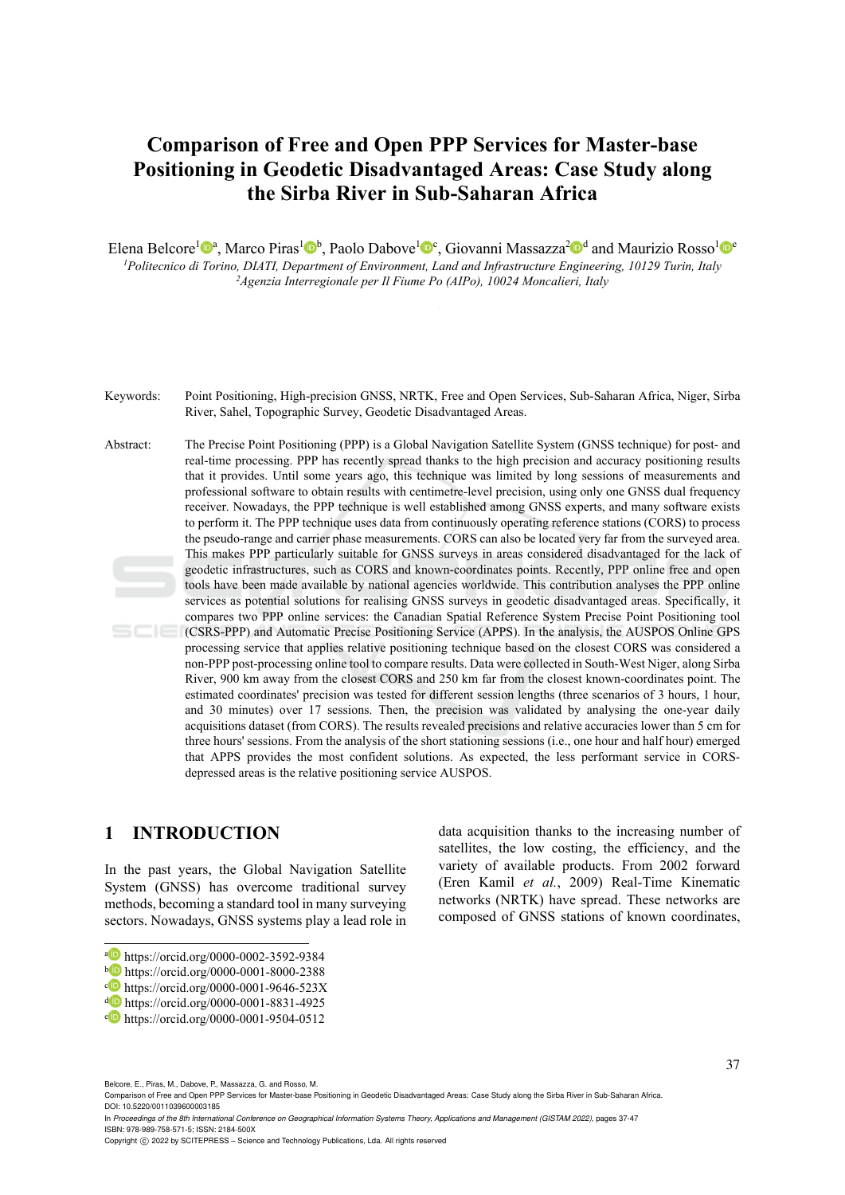# Comparison of Free and Open PPP Services for Master-base Positioning in Geodetic Disadvantaged Areas: Case Study along the Sirba River in Sub-Saharan Africa

Elena Belcore[1][a], Marco Piras[1][b], Paolo Dabove[1][c], Giovanni Massazza[2][d] and Maurizio Rosso[1][e]

[1]*Politecnico di Torino, DIATI, Department of Environment, Land and Infrastructure Engineering, 10129 Turin, Italy*
[2]*Agenzia Interregionale per Il Fiume Po (AIPo), 10024 Moncalieri, Italy*

Keywords: Point Positioning, High-precision GNSS, NRTK, Free and Open Services, Sub-Saharan Africa, Niger, Sirba River, Sahel, Topographic Survey, Geodetic Disadvantaged Areas.

Abstract: The Precise Point Positioning (PPP) is a Global Navigation Satellite System (GNSS technique) for post- and real-time processing. PPP has recently spread thanks to the high precision and accuracy positioning results that it provides. Until some years ago, this technique was limited by long sessions of measurements and professional software to obtain results with centimetre-level precision, using only one GNSS dual frequency receiver. Nowadays, the PPP technique is well established among GNSS experts, and many software exists to perform it. The PPP technique uses data from continuously operating reference stations (CORS) to process the pseudo-range and carrier phase measurements. CORS can also be located very far from the surveyed area. This makes PPP particularly suitable for GNSS surveys in areas considered disadvantaged for the lack of geodetic infrastructures, such as CORS and known-coordinates points. Recently, PPP online free and open tools have been made available by national agencies worldwide. This contribution analyses the PPP online services as potential solutions for realising GNSS surveys in geodetic disadvantaged areas. Specifically, it compares two PPP online services: the Canadian Spatial Reference System Precise Point Positioning tool (CSRS-PPP) and Automatic Precise Positioning Service (APPS). In the analysis, the AUSPOS Online GPS processing service that applies relative positioning technique based on the closest CORS was considered a non-PPP post-processing online tool to compare results. Data were collected in South-West Niger, along Sirba River, 900 km away from the closest CORS and 250 km far from the closest known-coordinates point. The estimated coordinates' precision was tested for different session lengths (three scenarios of 3 hours, 1 hour, and 30 minutes) over 17 sessions. Then, the precision was validated by analysing the one-year daily acquisitions dataset (from CORS). The results revealed precisions and relative accuracies lower than 5 cm for three hours' sessions. From the analysis of the short stationing sessions (i.e., one hour and half hour) emerged that APPS provides the most confident solutions. As expected, the less performant service in CORS-depressed areas is the relative positioning service AUSPOS.

## 1 INTRODUCTION

In the past years, the Global Navigation Satellite System (GNSS) has overcome traditional survey methods, becoming a standard tool in many surveying sectors. Nowadays, GNSS systems play a lead role in data acquisition thanks to the increasing number of satellites, the low costing, the efficiency, and the variety of available products. From 2002 forward (Eren Kamil *et al.*, 2009) Real-Time Kinematic networks (NRTK) have spread. These networks are composed of GNSS stations of known coordinates,

[a] https://orcid.org/0000-0002-3592-9384
[b] https://orcid.org/0000-0001-8000-2388
[c] https://orcid.org/0000-0001-9646-523X
[d] https://orcid.org/0000-0001-8831-4925
[e] https://orcid.org/0000-0001-9504-0512

Belcore, E., Piras, M., Dabove, P., Massazza, G. and Rosso, M.
Comparison of Free and Open PPP Services for Master-base Positioning in Geodetic Disadvantaged Areas: Case Study along the Sirba River in Sub-Saharan Africa.
DOI: 10.5220/0011039600003185
In *Proceedings of the 8th International Conference on Geographical Information Systems Theory, Applications and Management (GISTAM 2022)*, pages 37-47
ISBN: 978-989-758-571-5; ISSN: 2184-500X
Copyright © 2022 by SCITEPRESS – Science and Technology Publications, Lda. All rights reserved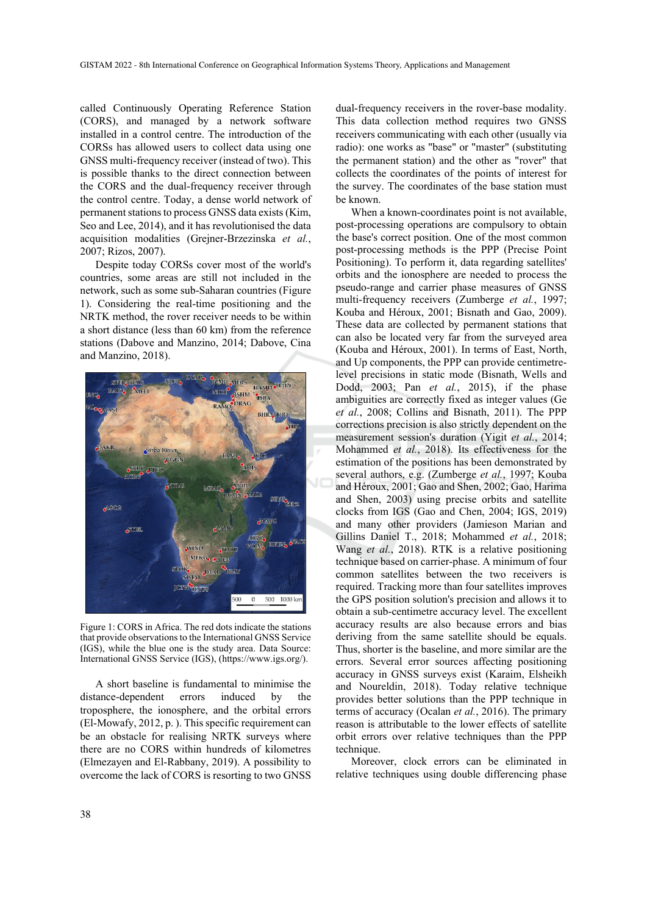called Continuously Operating Reference Station (CORS), and managed by a network software installed in a control centre. The introduction of the CORSs has allowed users to collect data using one GNSS multi-frequency receiver (instead of two). This is possible thanks to the direct connection between the CORS and the dual-frequency receiver through the control centre. Today, a dense world network of permanent stations to process GNSS data exists (Kim, Seo and Lee, 2014), and it has revolutionised the data acquisition modalities (Grejner-Brzezinska *et al.*, 2007; Rizos, 2007).

Despite today CORSs cover most of the world's countries, some areas are still not included in the network, such as some sub-Saharan countries (Figure 1). Considering the real-time positioning and the NRTK method, the rover receiver needs to be within a short distance (less than 60 km) from the reference stations (Dabove and Manzino, 2014; Dabove, Cina and Manzino, 2018).

Figure 1: CORS in Africa. The red dots indicate the stations that provide observations to the International GNSS Service (IGS), while the blue one is the study area. Data Source: International GNSS Service (IGS), (https://www.igs.org/).

A short baseline is fundamental to minimise the distance-dependent errors induced by the troposphere, the ionosphere, and the orbital errors (El-Mowafy, 2012, p. ). This specific requirement can be an obstacle for realising NRTK surveys where there are no CORS within hundreds of kilometres (Elmezayen and El-Rabbany, 2019). A possibility to overcome the lack of CORS is resorting to two GNSS dual-frequency receivers in the rover-base modality. This data collection method requires two GNSS receivers communicating with each other (usually via radio): one works as "base" or "master" (substituting the permanent station) and the other as "rover" that collects the coordinates of the points of interest for the survey. The coordinates of the base station must be known.

When a known-coordinates point is not available, post-processing operations are compulsory to obtain the base's correct position. One of the most common post-processing methods is the PPP (Precise Point Positioning). To perform it, data regarding satellites' orbits and the ionosphere are needed to process the pseudo-range and carrier phase measures of GNSS multi-frequency receivers (Zumberge *et al.*, 1997; Kouba and Héroux, 2001; Bisnath and Gao, 2009). These data are collected by permanent stations that can also be located very far from the surveyed area (Kouba and Héroux, 2001). In terms of East, North, and Up components, the PPP can provide centimetre-level precisions in static mode (Bisnath, Wells and Dodd, 2003; Pan *et al.*, 2015), if the phase ambiguities are correctly fixed as integer values (Ge *et al.*, 2008; Collins and Bisnath, 2011). The PPP corrections precision is also strictly dependent on the measurement session's duration (Yigit *et al.*, 2014; Mohammed *et al.*, 2018). Its effectiveness for the estimation of the positions has been demonstrated by several authors, e.g. (Zumberge *et al.*, 1997; Kouba and Héroux, 2001; Gao and Shen, 2002; Gao, Harima and Shen, 2003) using precise orbits and satellite clocks from IGS (Gao and Chen, 2004; IGS, 2019) and many other providers (Jamieson Marian and Gillins Daniel T., 2018; Mohammed *et al.*, 2018; Wang *et al.*, 2018). RTK is a relative positioning technique based on carrier-phase. A minimum of four common satellites between the two receivers is required. Tracking more than four satellites improves the GPS position solution's precision and allows it to obtain a sub-centimetre accuracy level. The excellent accuracy results are also because errors and bias deriving from the same satellite should be equals. Thus, shorter is the baseline, and more similar are the errors. Several error sources affecting positioning accuracy in GNSS surveys exist (Karaim, Elsheikh and Noureldin, 2018). Today relative technique provides better solutions than the PPP technique in terms of accuracy (Ocalan *et al.*, 2016). The primary reason is attributable to the lower effects of satellite orbit errors over relative techniques than the PPP technique.

Moreover, clock errors can be eliminated in relative techniques using double differencing phase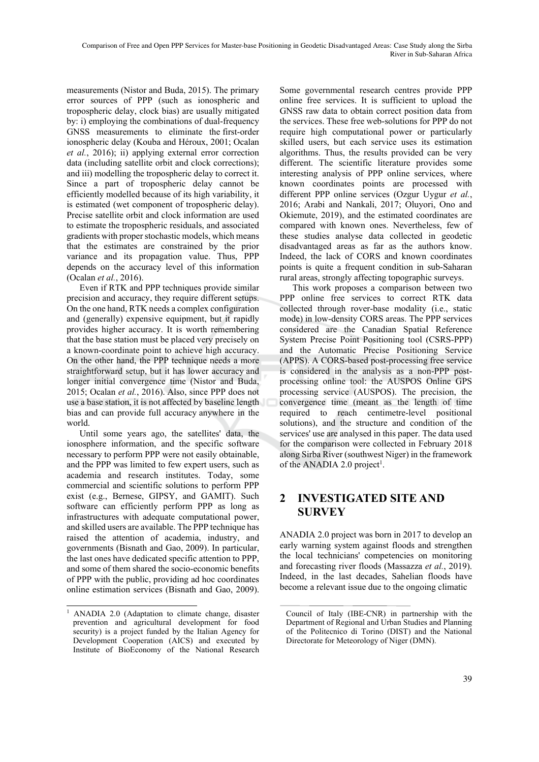measurements (Nistor and Buda, 2015). The primary error sources of PPP (such as ionospheric and tropospheric delay, clock bias) are usually mitigated by: i) employing the combinations of dual-frequency GNSS measurements to eliminate the first-order ionospheric delay (Kouba and Héroux, 2001; Ocalan *et al.*, 2016); ii) applying external error correction data (including satellite orbit and clock corrections); and iii) modelling the tropospheric delay to correct it. Since a part of tropospheric delay cannot be efficiently modelled because of its high variability, it is estimated (wet component of tropospheric delay). Precise satellite orbit and clock information are used to estimate the tropospheric residuals, and associated gradients with proper stochastic models, which means that the estimates are constrained by the prior variance and its propagation value. Thus, PPP depends on the accuracy level of this information (Ocalan *et al.*, 2016).

Even if RTK and PPP techniques provide similar precision and accuracy, they require different setups. On the one hand, RTK needs a complex configuration and (generally) expensive equipment, but it rapidly provides higher accuracy. It is worth remembering that the base station must be placed very precisely on a known-coordinate point to achieve high accuracy. On the other hand, the PPP technique needs a more straightforward setup, but it has lower accuracy and longer initial convergence time (Nistor and Buda, 2015; Ocalan *et al.*, 2016). Also, since PPP does not use a base station, it is not affected by baseline length bias and can provide full accuracy anywhere in the world.

Until some years ago, the satellites' data, the ionosphere information, and the specific software necessary to perform PPP were not easily obtainable, and the PPP was limited to few expert users, such as academia and research institutes. Today, some commercial and scientific solutions to perform PPP exist (e.g., Bernese, GIPSY, and GAMIT). Such software can efficiently perform PPP as long as infrastructures with adequate computational power, and skilled users are available. The PPP technique has raised the attention of academia, industry, and governments (Bisnath and Gao, 2009). In particular, the last ones have dedicated specific attention to PPP, and some of them shared the socio-economic benefits of PPP with the public, providing ad hoc coordinates online estimation services (Bisnath and Gao, 2009). Some governmental research centres provide PPP online free services. It is sufficient to upload the GNSS raw data to obtain correct position data from the services. These free web-solutions for PPP do not require high computational power or particularly skilled users, but each service uses its estimation algorithms. Thus, the results provided can be very different. The scientific literature provides some interesting analysis of PPP online services, where known coordinates points are processed with different PPP online services (Ozgur Uygur *et al.*, 2016; Arabi and Nankali, 2017; Oluyori, Ono and Okiemute, 2019), and the estimated coordinates are compared with known ones. Nevertheless, few of these studies analyse data collected in geodetic disadvantaged areas as far as the authors know. Indeed, the lack of CORS and known coordinates points is quite a frequent condition in sub-Saharan rural areas, strongly affecting topographic surveys.

This work proposes a comparison between two PPP online free services to correct RTK data collected through rover-base modality (i.e., static mode) in low-density CORS areas. The PPP services considered are the Canadian Spatial Reference System Precise Point Positioning tool (CSRS-PPP) and the Automatic Precise Positioning Service (APPS). A CORS-based post-processing free service is considered in the analysis as a non-PPP post-processing online tool: the AUSPOS Online GPS processing service (AUSPOS). The precision, the convergence time (meant as the length of time required to reach centimetre-level positional solutions), and the structure and condition of the services' use are analysed in this paper. The data used for the comparison were collected in February 2018 along Sirba River (southwest Niger) in the framework of the ANADIA 2.0 project[1].

## 2 INVESTIGATED SITE AND SURVEY

ANADIA 2.0 project was born in 2017 to develop an early warning system against floods and strengthen the local technicians' competencies on monitoring and forecasting river floods (Massazza *et al.*, 2019). Indeed, in the last decades, Sahelian floods have become a relevant issue due to the ongoing climatic

[1] ANADIA 2.0 (Adaptation to climate change, disaster prevention and agricultural development for food security) is a project funded by the Italian Agency for Development Cooperation (AICS) and executed by Institute of BioEconomy of the National Research Council of Italy (IBE-CNR) in partnership with the Department of Regional and Urban Studies and Planning of the Politecnico di Torino (DIST) and the National Directorate for Meteorology of Niger (DMN).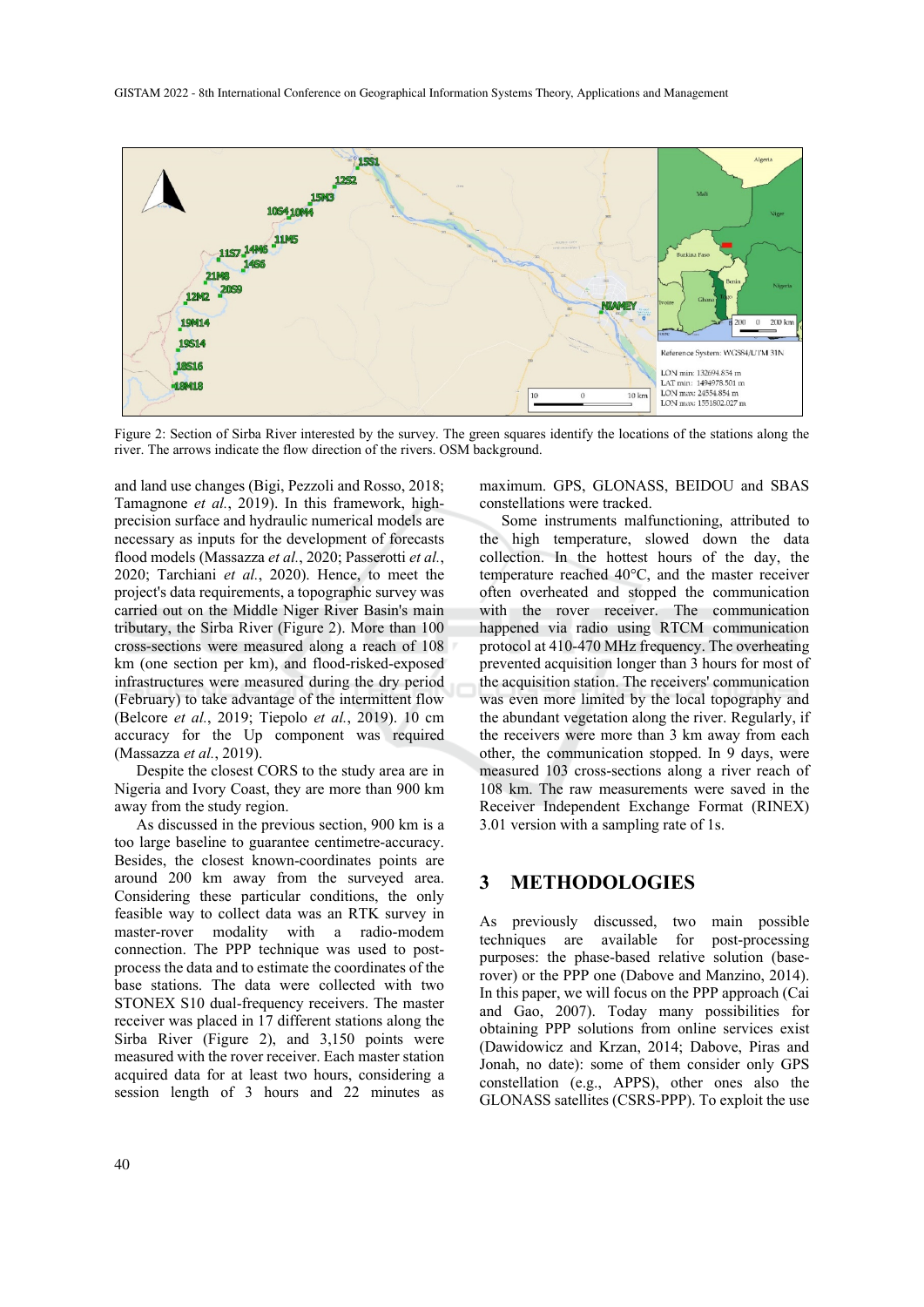Figure 2: Section of Sirba River interested by the survey. The green squares identify the locations of the stations along the river. The arrows indicate the flow direction of the rivers. OSM background.

and land use changes (Bigi, Pezzoli and Rosso, 2018; Tamagnone *et al.*, 2019). In this framework, high-precision surface and hydraulic numerical models are necessary as inputs for the development of forecasts flood models (Massazza *et al.*, 2020; Passerotti *et al.*, 2020; Tarchiani *et al.*, 2020). Hence, to meet the project's data requirements, a topographic survey was carried out on the Middle Niger River Basin's main tributary, the Sirba River (Figure 2). More than 100 cross-sections were measured along a reach of 108 km (one section per km), and flood-risked-exposed infrastructures were measured during the dry period (February) to take advantage of the intermittent flow (Belcore *et al.*, 2019; Tiepolo *et al.*, 2019). 10 cm accuracy for the Up component was required (Massazza *et al.*, 2019).

Despite the closest CORS to the study area are in Nigeria and Ivory Coast, they are more than 900 km away from the study region.

As discussed in the previous section, 900 km is a too large baseline to guarantee centimetre-accuracy. Besides, the closest known-coordinates points are around 200 km away from the surveyed area. Considering these particular conditions, the only feasible way to collect data was an RTK survey in master-rover modality with a radio-modem connection. The PPP technique was used to post-process the data and to estimate the coordinates of the base stations. The data were collected with two STONEX S10 dual-frequency receivers. The master receiver was placed in 17 different stations along the Sirba River (Figure 2), and 3,150 points were measured with the rover receiver. Each master station acquired data for at least two hours, considering a session length of 3 hours and 22 minutes as maximum. GPS, GLONASS, BEIDOU and SBAS constellations were tracked.

Some instruments malfunctioning, attributed to the high temperature, slowed down the data collection. In the hottest hours of the day, the temperature reached 40°C, and the master receiver often overheated and stopped the communication with the rover receiver. The communication happened via radio using RTCM communication protocol at 410-470 MHz frequency. The overheating prevented acquisition longer than 3 hours for most of the acquisition station. The receivers' communication was even more limited by the local topography and the abundant vegetation along the river. Regularly, if the receivers were more than 3 km away from each other, the communication stopped. In 9 days, were measured 103 cross-sections along a river reach of 108 km. The raw measurements were saved in the Receiver Independent Exchange Format (RINEX) 3.01 version with a sampling rate of 1s.

## 3 METHODOLOGIES

As previously discussed, two main possible techniques are available for post-processing purposes: the phase-based relative solution (base-rover) or the PPP one (Dabove and Manzino, 2014). In this paper, we will focus on the PPP approach (Cai and Gao, 2007). Today many possibilities for obtaining PPP solutions from online services exist (Dawidowicz and Krzan, 2014; Dabove, Piras and Jonah, no date): some of them consider only GPS constellation (e.g., APPS), other ones also the GLONASS satellites (CSRS-PPP). To exploit the use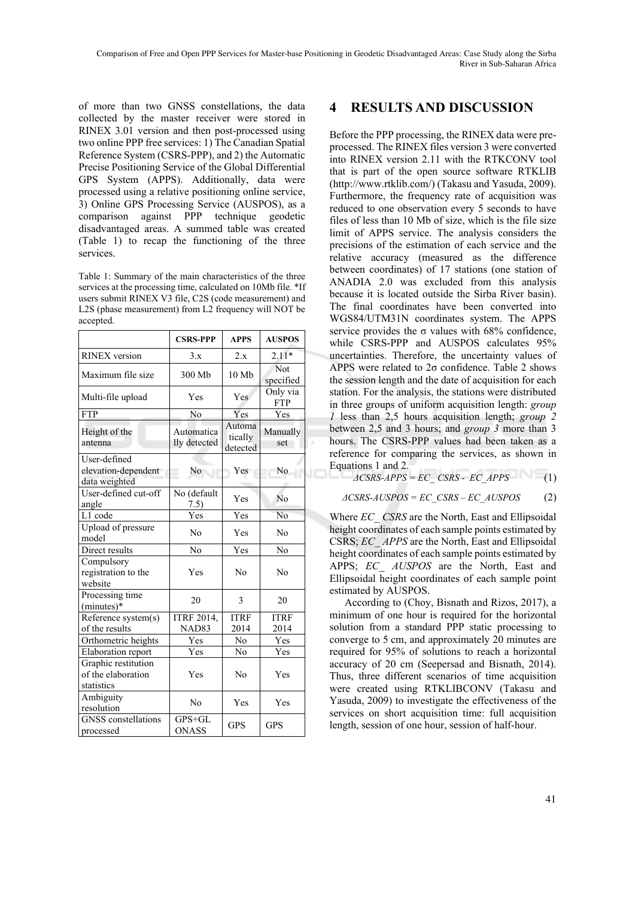of more than two GNSS constellations, the data collected by the master receiver were stored in RINEX 3.01 version and then post-processed using two online PPP free services: 1) The Canadian Spatial Reference System (CSRS-PPP), and 2) the Automatic Precise Positioning Service of the Global Differential GPS System (APPS). Additionally, data were processed using a relative positioning online service, 3) Online GPS Processing Service (AUSPOS), as a comparison against PPP technique geodetic disadvantaged areas. A summed table was created (Table 1) to recap the functioning of the three services.

Table 1: Summary of the main characteristics of the three services at the processing time, calculated on 10Mb file. *If users submit RINEX V3 file, C2S (code measurement) and L2S (phase measurement) from L2 frequency will NOT be accepted.

| | CSRS-PPP | APPS | AUSPOS |
|---|---|---|---|
| RINEX version | 3.x | 2.x | 2.11* |
| Maximum file size | 300 Mb | 10 Mb | Not specified |
| Multi-file upload | Yes | Yes | Only via FTP |
| FTP | No | Yes | Yes |
| Height of the antenna | Automatically detected | Automatically detected | Manually set |
| User-defined elevation-dependent data weighted | No | Yes | No |
| User-defined cut-off angle | No (default 7.5) | Yes | No |
| L1 code | Yes | Yes | No |
| Upload of pressure model | No | Yes | No |
| Direct results | No | Yes | No |
| Compulsory registration to the website | Yes | No | No |
| Processing time (minutes)* | 20 | 3 | 20 |
| Reference system(s) of the results | ITRF 2014, NAD83 | ITRF 2014 | ITRF 2014 |
| Orthometric heights | Yes | No | Yes |
| Elaboration report | Yes | No | Yes |
| Graphic restitution of the elaboration statistics | Yes | No | Yes |
| Ambiguity resolution | No | Yes | Yes |
| GNSS constellations processed | GPS+GLONASS | GPS | GPS |

## 4 RESULTS AND DISCUSSION

Before the PPP processing, the RINEX data were pre-processed. The RINEX files version 3 were converted into RINEX version 2.11 with the RTKCONV tool that is part of the open source software RTKLIB (http://www.rtklib.com/) (Takasu and Yasuda, 2009). Furthermore, the frequency rate of acquisition was reduced to one observation every 5 seconds to have files of less than 10 Mb of size, which is the file size limit of APPS service. The analysis considers the precisions of the estimation of each service and the relative accuracy (measured as the difference between coordinates) of 17 stations (one station of ANADIA 2.0 was excluded from this analysis because it is located outside the Sirba River basin). The final coordinates have been converted into WGS84/UTM31N coordinates system. The APPS service provides the σ values with 68% confidence, while CSRS-PPP and AUSPOS calculates 95% uncertainties. Therefore, the uncertainty values of APPS were related to 2σ confidence. Table 2 shows the session length and the date of acquisition for each station. For the analysis, the stations were distributed in three groups of uniform acquisition length: *group 1* less than 2,5 hours acquisition length; *group 2* between 2,5 and 3 hours; and *group 3* more than 3 hours. The CSRS-PPP values had been taken as a reference for comparing the services, as shown in Equations 1 and 2.

$$\Delta CSRS\text{-}APPS = EC\_CSRS - EC\_APPS \tag{1}$$

$$\Delta CSRS\text{-}AUSPOS = EC\_CSRS - EC\_AUSPOS \tag{2}$$

Where *EC_ CSRS* are the North, East and Ellipsoidal height coordinates of each sample points estimated by CSRS; *EC_ APPS* are the North, East and Ellipsoidal height coordinates of each sample points estimated by APPS; *EC_ AUSPOS* are the North, East and Ellipsoidal height coordinates of each sample point estimated by AUSPOS.

According to (Choy, Bisnath and Rizos, 2017), a minimum of one hour is required for the horizontal solution from a standard PPP static processing to converge to 5 cm, and approximately 20 minutes are required for 95% of solutions to reach a horizontal accuracy of 20 cm (Seepersad and Bisnath, 2014). Thus, three different scenarios of time acquisition were created using RTKLIBCONV (Takasu and Yasuda, 2009) to investigate the effectiveness of the services on short acquisition time: full acquisition length, session of one hour, session of half-hour.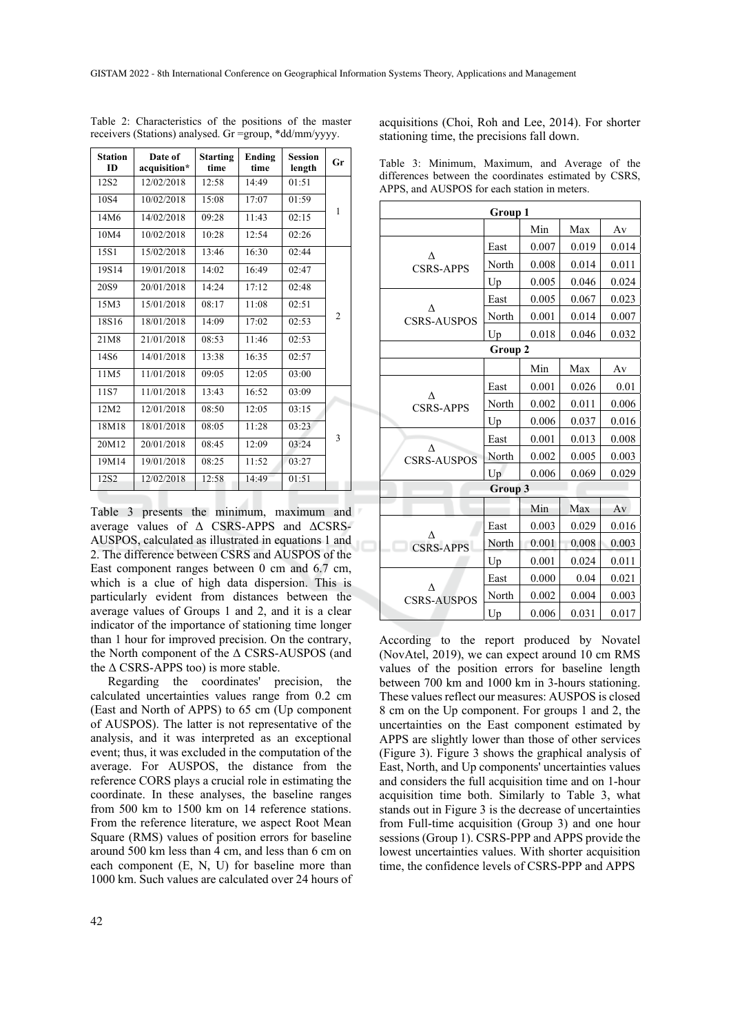Table 2: Characteristics of the positions of the master receivers (Stations) analysed. Gr =group, *dd/mm/yyyy.

| Station ID | Date of acquisition* | Starting time | Ending time | Session length | Gr |
|---|---|---|---|---|---|
| 12S2 | 12/02/2018 | 12:58 | 14:49 | 01:51 | 1 |
| 10S4 | 10/02/2018 | 15:08 | 17:07 | 01:59 | |
| 14M6 | 14/02/2018 | 09:28 | 11:43 | 02:15 | |
| 10M4 | 10/02/2018 | 10:28 | 12:54 | 02:26 | |
| 15S1 | 15/02/2018 | 13:46 | 16:30 | 02:44 | 2 |
| 19S14 | 19/01/2018 | 14:02 | 16:49 | 02:47 | |
| 20S9 | 20/01/2018 | 14:24 | 17:12 | 02:48 | |
| 15M3 | 15/01/2018 | 08:17 | 11:08 | 02:51 | |
| 18S16 | 18/01/2018 | 14:09 | 17:02 | 02:53 | |
| 21M8 | 21/01/2018 | 08:53 | 11:46 | 02:53 | |
| 14S6 | 14/01/2018 | 13:38 | 16:35 | 02:57 | |
| 11M5 | 11/01/2018 | 09:05 | 12:05 | 03:00 | |
| 11S7 | 11/01/2018 | 13:43 | 16:52 | 03:09 | 3 |
| 12M2 | 12/01/2018 | 08:50 | 12:05 | 03:15 | |
| 18M18 | 18/01/2018 | 08:05 | 11:28 | 03:23 | |
| 20M12 | 20/01/2018 | 08:45 | 12:09 | 03:24 | |
| 19M14 | 19/01/2018 | 08:25 | 11:52 | 03:27 | |
| 12S2 | 12/02/2018 | 12:58 | 14:49 | 01:51 | |

Table 3 presents the minimum, maximum and average values of Δ CSRS-APPS and ΔCSRS-AUSPOS, calculated as illustrated in equations 1 and 2. The difference between CSRS and AUSPOS of the East component ranges between 0 cm and 6.7 cm, which is a clue of high data dispersion. This is particularly evident from distances between the average values of Groups 1 and 2, and it is a clear indicator of the importance of stationing time longer than 1 hour for improved precision. On the contrary, the North component of the Δ CSRS-AUSPOS (and the Δ CSRS-APPS too) is more stable.

Regarding the coordinates' precision, the calculated uncertainties values range from 0.2 cm (East and North of APPS) to 65 cm (Up component of AUSPOS). The latter is not representative of the analysis, and it was interpreted as an exceptional event; thus, it was excluded in the computation of the average. For AUSPOS, the distance from the reference CORS plays a crucial role in estimating the coordinate. In these analyses, the baseline ranges from 500 km to 1500 km on 14 reference stations. From the reference literature, we aspect Root Mean Square (RMS) values of position errors for baseline around 500 km less than 4 cm, and less than 6 cm on each component (E, N, U) for baseline more than 1000 km. Such values are calculated over 24 hours of acquisitions (Choi, Roh and Lee, 2014). For shorter stationing time, the precisions fall down.

Table 3: Minimum, Maximum, and Average of the differences between the coordinates estimated by CSRS, APPS, and AUSPOS for each station in meters.

| Group 1 | | | | |
|---|---|---|---|---|
| | | Min | Max | Av |
| Δ CSRS-APPS | East | 0.007 | 0.019 | 0.014 |
| | North | 0.008 | 0.014 | 0.011 |
| | Up | 0.005 | 0.046 | 0.024 |
| Δ CSRS-AUSPOS | East | 0.005 | 0.067 | 0.023 |
| | North | 0.001 | 0.014 | 0.007 |
| | Up | 0.018 | 0.046 | 0.032 |
| **Group 2** | | | | |
| | | Min | Max | Av |
| Δ CSRS-APPS | East | 0.001 | 0.026 | 0.01 |
| | North | 0.002 | 0.011 | 0.006 |
| | Up | 0.006 | 0.037 | 0.016 |
| Δ CSRS-AUSPOS | East | 0.001 | 0.013 | 0.008 |
| | North | 0.002 | 0.005 | 0.003 |
| | Up | 0.006 | 0.069 | 0.029 |
| **Group 3** | | | | |
| | | Min | Max | Av |
| Δ CSRS-APPS | East | 0.003 | 0.029 | 0.016 |
| | North | 0.001 | 0.008 | 0.003 |
| | Up | 0.001 | 0.024 | 0.011 |
| Δ CSRS-AUSPOS | East | 0.000 | 0.04 | 0.021 |
| | North | 0.002 | 0.004 | 0.003 |
| | Up | 0.006 | 0.031 | 0.017 |

According to the report produced by Novatel (NovAtel, 2019), we can expect around 10 cm RMS values of the position errors for baseline length between 700 km and 1000 km in 3-hours stationing. These values reflect our measures: AUSPOS is closed 8 cm on the Up component. For groups 1 and 2, the uncertainties on the East component estimated by APPS are slightly lower than those of other services (Figure 3). Figure 3 shows the graphical analysis of East, North, and Up components' uncertainties values and considers the full acquisition time and on 1-hour acquisition time both. Similarly to Table 3, what stands out in Figure 3 is the decrease of uncertainties from Full-time acquisition (Group 3) and one hour sessions (Group 1). CSRS-PPP and APPS provide the lowest uncertainties values. With shorter acquisition time, the confidence levels of CSRS-PPP and APPS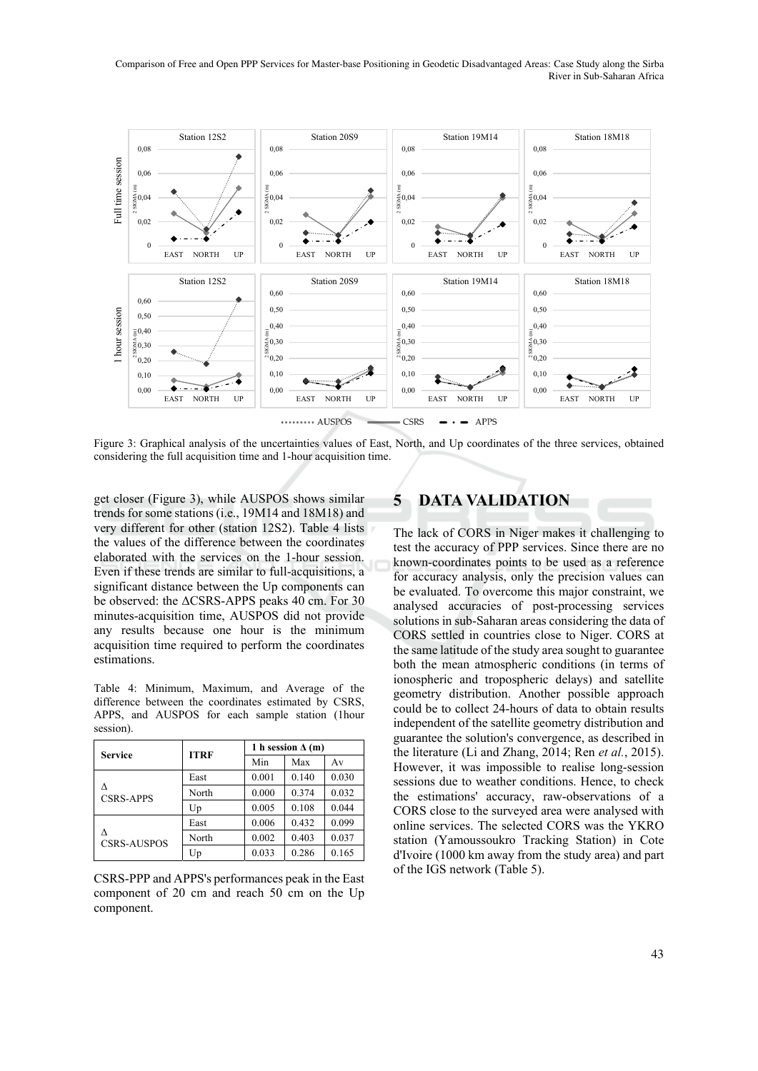Figure 3: Graphical analysis of the uncertainties values of East, North, and Up coordinates of the three services, obtained considering the full acquisition time and 1-hour acquisition time.

get closer (Figure 3), while AUSPOS shows similar trends for some stations (i.e., 19M14 and 18M18) and very different for other (station 12S2). Table 4 lists the values of the difference between the coordinates elaborated with the services on the 1-hour session. Even if these trends are similar to full-acquisitions, a significant distance between the Up components can be observed: the ΔCSRS-APPS peaks 40 cm. For 30 minutes-acquisition time, AUSPOS did not provide any results because one hour is the minimum acquisition time required to perform the coordinates estimations.

Table 4: Minimum, Maximum, and Average of the difference between the coordinates estimated by CSRS, APPS, and AUSPOS for each sample station (1hour session).

| Service | ITRF | 1 h session Δ (m) | | |
|---|---|---|---|---|
| | | Min | Max | Av |
| Δ CSRS-APPS | East | 0.001 | 0.140 | 0.030 |
| | North | 0.000 | 0.374 | 0.032 |
| | Up | 0.005 | 0.108 | 0.044 |
| Δ CSRS-AUSPOS | East | 0.006 | 0.432 | 0.099 |
| | North | 0.002 | 0.403 | 0.037 |
| | Up | 0.033 | 0.286 | 0.165 |

CSRS-PPP and APPS's performances peak in the East component of 20 cm and reach 50 cm on the Up component.

## 5 DATA VALIDATION

The lack of CORS in Niger makes it challenging to test the accuracy of PPP services. Since there are no known-coordinates points to be used as a reference for accuracy analysis, only the precision values can be evaluated. To overcome this major constraint, we analysed accuracies of post-processing services solutions in sub-Saharan areas considering the data of CORS settled in countries close to Niger. CORS at the same latitude of the study area sought to guarantee both the mean atmospheric conditions (in terms of ionospheric and tropospheric delays) and satellite geometry distribution. Another possible approach could be to collect 24-hours of data to obtain results independent of the satellite geometry distribution and guarantee the solution's convergence, as described in the literature (Li and Zhang, 2014; Ren *et al.*, 2015). However, it was impossible to realise long-session sessions due to weather conditions. Hence, to check the estimations' accuracy, raw-observations of a CORS close to the surveyed area were analysed with online services. The selected CORS was the YKRO station (Yamoussoukro Tracking Station) in Cote d'Ivoire (1000 km away from the study area) and part of the IGS network (Table 5).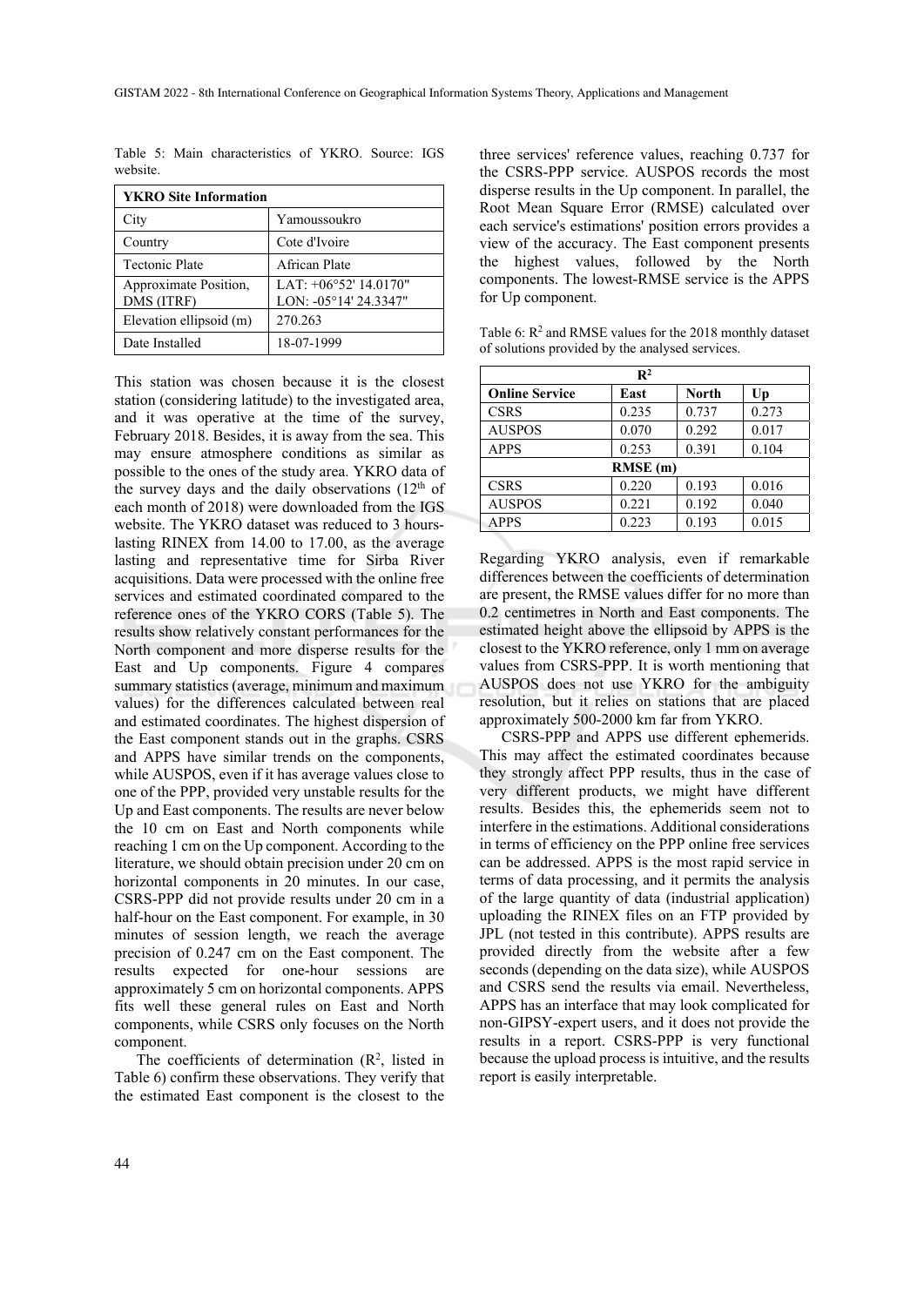Table 5: Main characteristics of YKRO. Source: IGS website.

| YKRO Site Information | |
|---|---|
| City | Yamoussoukro |
| Country | Cote d'Ivoire |
| Tectonic Plate | African Plate |
| Approximate Position, DMS (ITRF) | LAT: +06°52' 14.0170" LON: -05°14' 24.3347" |
| Elevation ellipsoid (m) | 270.263 |
| Date Installed | 18-07-1999 |

This station was chosen because it is the closest station (considering latitude) to the investigated area, and it was operative at the time of the survey, February 2018. Besides, it is away from the sea. This may ensure atmosphere conditions as similar as possible to the ones of the study area. YKRO data of the survey days and the daily observations (12th of each month of 2018) were downloaded from the IGS website. The YKRO dataset was reduced to 3 hours-lasting RINEX from 14.00 to 17.00, as the average lasting and representative time for Sirba River acquisitions. Data were processed with the online free services and estimated coordinated compared to the reference ones of the YKRO CORS (Table 5). The results show relatively constant performances for the North component and more disperse results for the East and Up components. Figure 4 compares summary statistics (average, minimum and maximum values) for the differences calculated between real and estimated coordinates. The highest dispersion of the East component stands out in the graphs. CSRS and APPS have similar trends on the components, while AUSPOS, even if it has average values close to one of the PPP, provided very unstable results for the Up and East components. The results are never below the 10 cm on East and North components while reaching 1 cm on the Up component. According to the literature, we should obtain precision under 20 cm on horizontal components in 20 minutes. In our case, CSRS-PPP did not provide results under 20 cm in a half-hour on the East component. For example, in 30 minutes of session length, we reach the average precision of 0.247 cm on the East component. The results expected for one-hour sessions are approximately 5 cm on horizontal components. APPS fits well these general rules on East and North components, while CSRS only focuses on the North component.

The coefficients of determination ($R^2$, listed in Table 6) confirm these observations. They verify that the estimated East component is the closest to the three services' reference values, reaching 0.737 for the CSRS-PPP service. AUSPOS records the most disperse results in the Up component. In parallel, the Root Mean Square Error (RMSE) calculated over each service's estimations' position errors provides a view of the accuracy. The East component presents the highest values, followed by the North components. The lowest-RMSE service is the APPS for Up component.

Table 6: $R^2$ and RMSE values for the 2018 monthly dataset of solutions provided by the analysed services.

| $R^2$ | | | |
|---|---|---|---|
| **Online Service** | **East** | **North** | **Up** |
| CSRS | 0.235 | 0.737 | 0.273 |
| AUSPOS | 0.070 | 0.292 | 0.017 |
| APPS | 0.253 | 0.391 | 0.104 |
| **RMSE (m)** | | | |
| CSRS | 0.220 | 0.193 | 0.016 |
| AUSPOS | 0.221 | 0.192 | 0.040 |
| APPS | 0.223 | 0.193 | 0.015 |

Regarding YKRO analysis, even if remarkable differences between the coefficients of determination are present, the RMSE values differ for no more than 0.2 centimetres in North and East components. The estimated height above the ellipsoid by APPS is the closest to the YKRO reference, only 1 mm on average values from CSRS-PPP. It is worth mentioning that AUSPOS does not use YKRO for the ambiguity resolution, but it relies on stations that are placed approximately 500-2000 km far from YKRO.

CSRS-PPP and APPS use different ephemerids. This may affect the estimated coordinates because they strongly affect PPP results, thus in the case of very different products, we might have different results. Besides this, the ephemerids seem not to interfere in the estimations. Additional considerations in terms of efficiency on the PPP online free services can be addressed. APPS is the most rapid service in terms of data processing, and it permits the analysis of the large quantity of data (industrial application) uploading the RINEX files on an FTP provided by JPL (not tested in this contribute). APPS results are provided directly from the website after a few seconds (depending on the data size), while AUSPOS and CSRS send the results via email. Nevertheless, APPS has an interface that may look complicated for non-GIPSY-expert users, and it does not provide the results in a report. CSRS-PPP is very functional because the upload process is intuitive, and the results report is easily interpretable.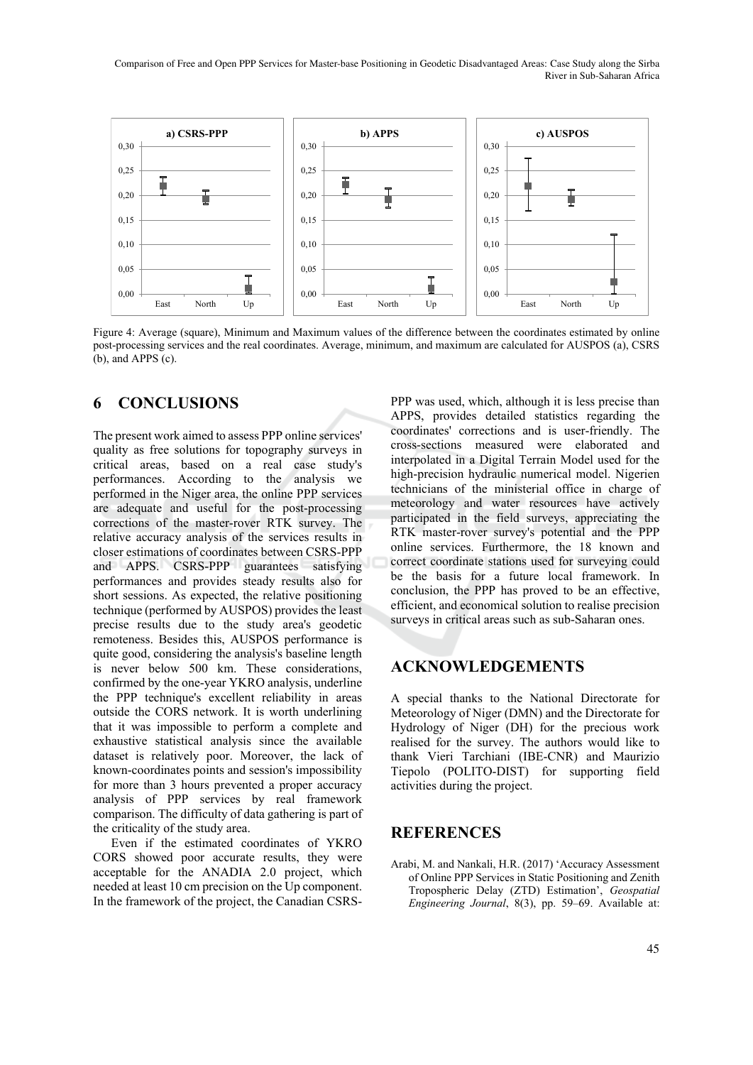Figure 4: Average (square), Minimum and Maximum values of the difference between the coordinates estimated by online post-processing services and the real coordinates. Average, minimum, and maximum are calculated for AUSPOS (a), CSRS (b), and APPS (c).

## 6 CONCLUSIONS

The present work aimed to assess PPP online services' quality as free solutions for topography surveys in critical areas, based on a real case study's performances. According to the analysis we performed in the Niger area, the online PPP services are adequate and useful for the post-processing corrections of the master-rover RTK survey. The relative accuracy analysis of the services results in closer estimations of coordinates between CSRS-PPP and APPS. CSRS-PPP guarantees satisfying performances and provides steady results also for short sessions. As expected, the relative positioning technique (performed by AUSPOS) provides the least precise results due to the study area's geodetic remoteness. Besides this, AUSPOS performance is quite good, considering the analysis's baseline length is never below 500 km. These considerations, confirmed by the one-year YKRO analysis, underline the PPP technique's excellent reliability in areas outside the CORS network. It is worth underlining that it was impossible to perform a complete and exhaustive statistical analysis since the available dataset is relatively poor. Moreover, the lack of known-coordinates points and session's impossibility for more than 3 hours prevented a proper accuracy analysis of PPP services by real framework comparison. The difficulty of data gathering is part of the criticality of the study area.

Even if the estimated coordinates of YKRO CORS showed poor accurate results, they were acceptable for the ANADIA 2.0 project, which needed at least 10 cm precision on the Up component. In the framework of the project, the Canadian CSRS-PPP was used, which, although it is less precise than APPS, provides detailed statistics regarding the coordinates' corrections and is user-friendly. The cross-sections measured were elaborated and interpolated in a Digital Terrain Model used for the high-precision hydraulic numerical model. Nigerien technicians of the ministerial office in charge of meteorology and water resources have actively participated in the field surveys, appreciating the RTK master-rover survey's potential and the PPP online services. Furthermore, the 18 known and correct coordinate stations used for surveying could be the basis for a future local framework. In conclusion, the PPP has proved to be an effective, efficient, and economical solution to realise precision surveys in critical areas such as sub-Saharan ones.

## ACKNOWLEDGEMENTS

A special thanks to the National Directorate for Meteorology of Niger (DMN) and the Directorate for Hydrology of Niger (DH) for the precious work realised for the survey. The authors would like to thank Vieri Tarchiani (IBE-CNR) and Maurizio Tiepolo (POLITO-DIST) for supporting field activities during the project.

## REFERENCES

Arabi, M. and Nankali, H.R. (2017) 'Accuracy Assessment of Online PPP Services in Static Positioning and Zenith Tropospheric Delay (ZTD) Estimation', *Geospatial Engineering Journal*, 8(3), pp. 59–69. Available at: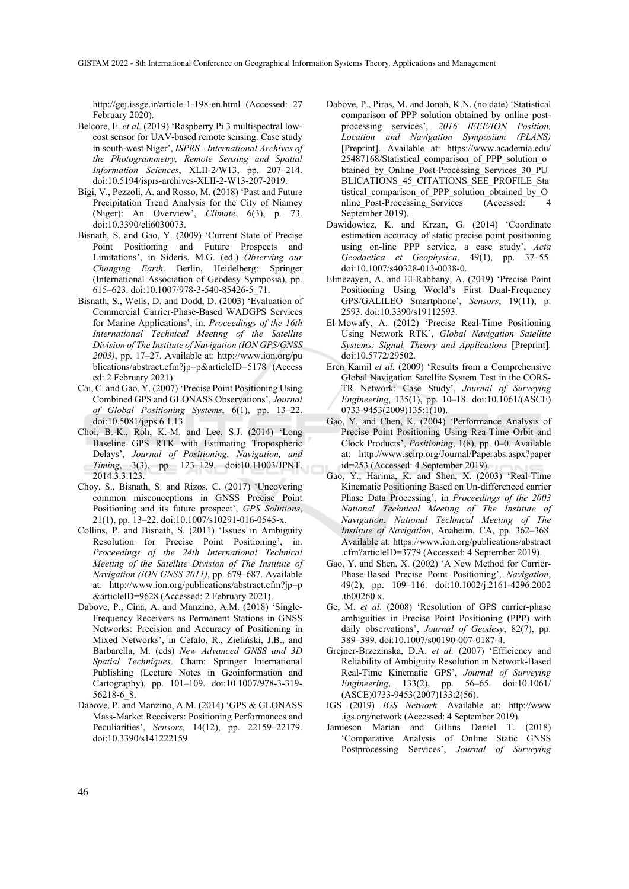http://gej.issge.ir/article-1-198-en.html (Accessed: 27 February 2020).

Belcore, E. *et al.* (2019) 'Raspberry Pi 3 multispectral low-cost sensor for UAV-based remote sensing. Case study in south-west Niger', *ISPRS - International Archives of the Photogrammetry, Remote Sensing and Spatial Information Sciences*, XLII-2/W13, pp. 207–214. doi:10.5194/isprs-archives-XLII-2-W13-207-2019.

Bigi, V., Pezzoli, A. and Rosso, M. (2018) 'Past and Future Precipitation Trend Analysis for the City of Niamey (Niger): An Overview', *Climate*, 6(3), p. 73. doi:10.3390/cli6030073.

Bisnath, S. and Gao, Y. (2009) 'Current State of Precise Point Positioning and Future Prospects and Limitations', in Sideris, M.G. (ed.) *Observing our Changing Earth*. Berlin, Heidelberg: Springer (International Association of Geodesy Symposia), pp. 615–623. doi:10.1007/978-3-540-85426-5_71.

Bisnath, S., Wells, D. and Dodd, D. (2003) 'Evaluation of Commercial Carrier-Phase-Based WADGPS Services for Marine Applications', in. *Proceedings of the 16th International Technical Meeting of the Satellite Division of The Institute of Navigation (ION GPS/GNSS 2003)*, pp. 17–27. Available at: http://www.ion.org/publications/abstract.cfm?jp=p&articleID=5178 (Accessed: 2 February 2021).

Cai, C. and Gao, Y. (2007) 'Precise Point Positioning Using Combined GPS and GLONASS Observations', *Journal of Global Positioning Systems*, 6(1), pp. 13–22. doi:10.5081/jgps.6.1.13.

Choi, B.-K., Roh, K.-M. and Lee, S.J. (2014) 'Long Baseline GPS RTK with Estimating Tropospheric Delays', *Journal of Positioning, Navigation, and Timing*, 3(3), pp. 123–129. doi:10.11003/JPNT.2014.3.3.123.

Choy, S., Bisnath, S. and Rizos, C. (2017) 'Uncovering common misconceptions in GNSS Precise Point Positioning and its future prospect', *GPS Solutions*, 21(1), pp. 13–22. doi:10.1007/s10291-016-0545-x.

Collins, P. and Bisnath, S. (2011) 'Issues in Ambiguity Resolution for Precise Point Positioning', in. *Proceedings of the 24th International Technical Meeting of the Satellite Division of The Institute of Navigation (ION GNSS 2011)*, pp. 679–687. Available at: http://www.ion.org/publications/abstract.cfm?jp=p&articleID=9628 (Accessed: 2 February 2021).

Dabove, P., Cina, A. and Manzino, A.M. (2018) 'Single-Frequency Receivers as Permanent Stations in GNSS Networks: Precision and Accuracy of Positioning in Mixed Networks', in Cefalo, R., Zieliński, J.B., and Barbarella, M. (eds) *New Advanced GNSS and 3D Spatial Techniques*. Cham: Springer International Publishing (Lecture Notes in Geoinformation and Cartography), pp. 101–109. doi:10.1007/978-3-319-56218-6_8.

Dabove, P. and Manzino, A.M. (2014) 'GPS & GLONASS Mass-Market Receivers: Positioning Performances and Peculiarities', *Sensors*, 14(12), pp. 22159–22179. doi:10.3390/s141222159.

Dabove, P., Piras, M. and Jonah, K.N. (no date) 'Statistical comparison of PPP solution obtained by online post-processing services', *2016 IEEE/ION Position, Location and Navigation Symposium (PLANS)* [Preprint]. Available at: https://www.academia.edu/25487168/Statistical_comparison_of_PPP_solution_obtained_by_Online_Post-Processing_Services_30_PUBLICATIONS_45_CITATIONS_SEE_PROFILE_Statistical_comparison_of_PPP_solution_obtained_by_Online_Post-Processing_Services (Accessed: 4 September 2019).

Dawidowicz, K. and Krzan, G. (2014) 'Coordinate estimation accuracy of static precise point positioning using on-line PPP service, a case study', *Acta Geodaetica et Geophysica*, 49(1), pp. 37–55. doi:10.1007/s40328-013-0038-0.

Elmezayen, A. and El-Rabbany, A. (2019) 'Precise Point Positioning Using World's First Dual-Frequency GPS/GALILEO Smartphone', *Sensors*, 19(11), p. 2593. doi:10.3390/s19112593.

El-Mowafy, A. (2012) 'Precise Real-Time Positioning Using Network RTK', *Global Navigation Satellite Systems: Signal, Theory and Applications* [Preprint]. doi:10.5772/29502.

Eren Kamil *et al.* (2009) 'Results from a Comprehensive Global Navigation Satellite System Test in the CORS-TR Network: Case Study', *Journal of Surveying Engineering*, 135(1), pp. 10–18. doi:10.1061/(ASCE)0733-9453(2009)135:1(10).

Gao, Y. and Chen, K. (2004) 'Performance Analysis of Precise Point Positioning Using Rea-Time Orbit and Clock Products', *Positioning*, 1(8), pp. 0–0. Available at: http://www.scirp.org/Journal/Paperabs.aspx?paperid=253 (Accessed: 4 September 2019).

Gao, Y., Harima, K. and Shen, X. (2003) 'Real-Time Kinematic Positioning Based on Un-differenced carrier Phase Data Processing', in *Proceedings of the 2003 National Technical Meeting of The Institute of Navigation*. *National Technical Meeting of The Institute of Navigation*, Anaheim, CA, pp. 362–368. Available at: https://www.ion.org/publications/abstract.cfm?articleID=3779 (Accessed: 4 September 2019).

Gao, Y. and Shen, X. (2002) 'A New Method for Carrier-Phase-Based Precise Point Positioning', *Navigation*, 49(2), pp. 109–116. doi:10.1002/j.2161-4296.2002.tb00260.x.

Ge, M. *et al.* (2008) 'Resolution of GPS carrier-phase ambiguities in Precise Point Positioning (PPP) with daily observations', *Journal of Geodesy*, 82(7), pp. 389–399. doi:10.1007/s00190-007-0187-4.

Grejner-Brzezinska, D.A. *et al.* (2007) 'Efficiency and Reliability of Ambiguity Resolution in Network-Based Real-Time Kinematic GPS', *Journal of Surveying Engineering*, 133(2), pp. 56–65. doi:10.1061/(ASCE)0733-9453(2007)133:2(56).

IGS (2019) *IGS Network*. Available at: http://www.igs.org/network (Accessed: 4 September 2019).

Jamieson Marian and Gillins Daniel T. (2018) 'Comparative Analysis of Online Static GNSS Postprocessing Services', *Journal of Surveying*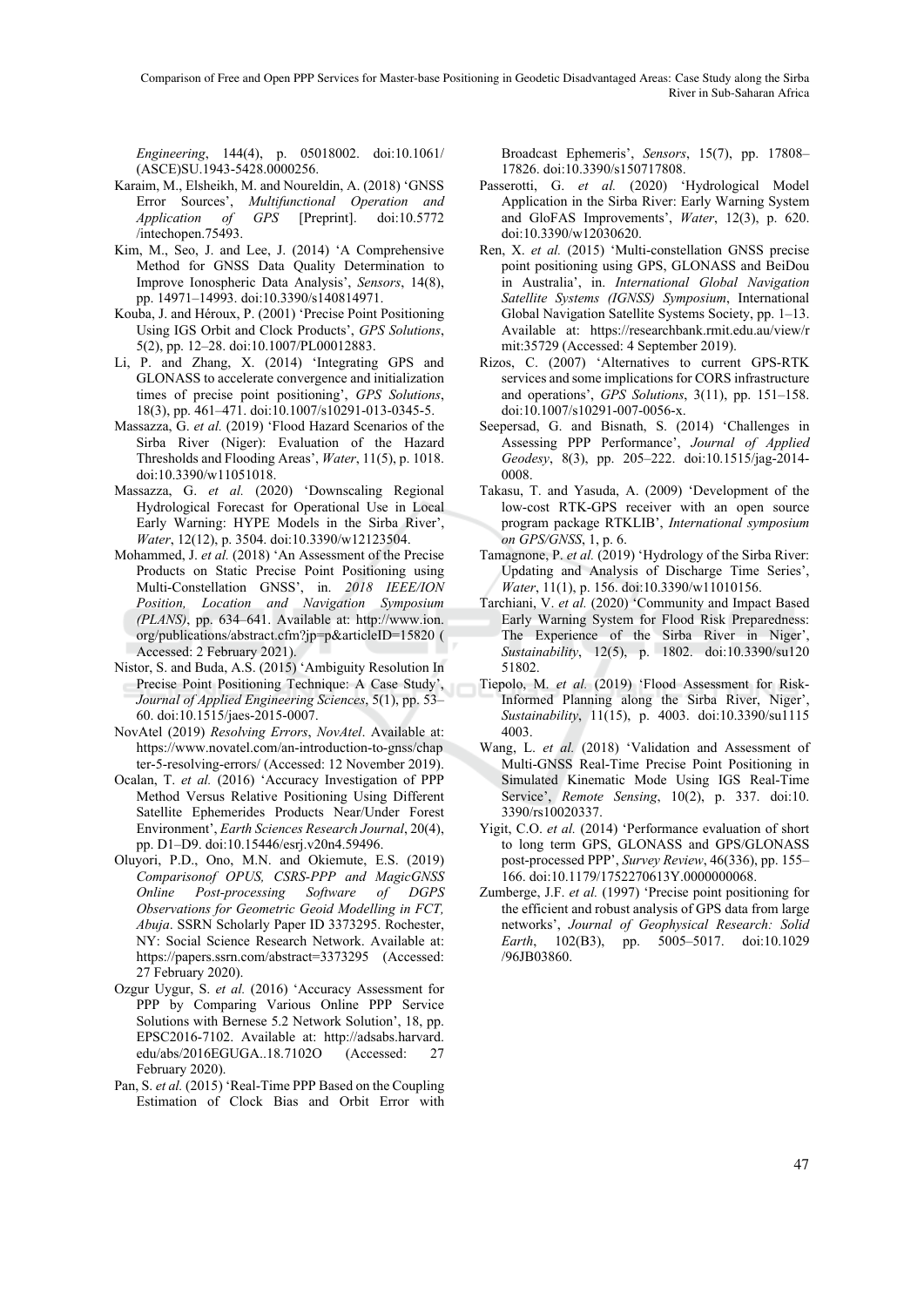*Engineering*, 144(4), p. 05018002. doi:10.1061/(ASCE)SU.1943-5428.0000256.

Karaim, M., Elsheikh, M. and Noureldin, A. (2018) 'GNSS Error Sources', *Multifunctional Operation and Application of GPS* [Preprint]. doi:10.5772/intechopen.75493.

Kim, M., Seo, J. and Lee, J. (2014) 'A Comprehensive Method for GNSS Data Quality Determination to Improve Ionospheric Data Analysis', *Sensors*, 14(8), pp. 14971–14993. doi:10.3390/s140814971.

Kouba, J. and Héroux, P. (2001) 'Precise Point Positioning Using IGS Orbit and Clock Products', *GPS Solutions*, 5(2), pp. 12–28. doi:10.1007/PL00012883.

Li, P. and Zhang, X. (2014) 'Integrating GPS and GLONASS to accelerate convergence and initialization times of precise point positioning', *GPS Solutions*, 18(3), pp. 461–471. doi:10.1007/s10291-013-0345-5.

Massazza, G. *et al.* (2019) 'Flood Hazard Scenarios of the Sirba River (Niger): Evaluation of the Hazard Thresholds and Flooding Areas', *Water*, 11(5), p. 1018. doi:10.3390/w11051018.

Massazza, G. *et al.* (2020) 'Downscaling Regional Hydrological Forecast for Operational Use in Local Early Warning: HYPE Models in the Sirba River', *Water*, 12(12), p. 3504. doi:10.3390/w12123504.

Mohammed, J. *et al.* (2018) 'An Assessment of the Precise Products on Static Precise Point Positioning using Multi-Constellation GNSS', in. *2018 IEEE/ION Position, Location and Navigation Symposium (PLANS)*, pp. 634–641. Available at: http://www.ion.org/publications/abstract.cfm?jp=p&articleID=15820 ( Accessed: 2 February 2021).

Nistor, S. and Buda, A.S. (2015) 'Ambiguity Resolution In Precise Point Positioning Technique: A Case Study', *Journal of Applied Engineering Sciences*, 5(1), pp. 53–60. doi:10.1515/jaes-2015-0007.

NovAtel (2019) *Resolving Errors*, *NovAtel*. Available at: https://www.novatel.com/an-introduction-to-gnss/chapter-5-resolving-errors/ (Accessed: 12 November 2019).

Ocalan, T. *et al.* (2016) 'Accuracy Investigation of PPP Method Versus Relative Positioning Using Different Satellite Ephemerides Products Near/Under Forest Environment', *Earth Sciences Research Journal*, 20(4), pp. D1–D9. doi:10.15446/esrj.v20n4.59496.

Oluyori, P.D., Ono, M.N. and Okiemute, E.S. (2019) *Comparisonof OPUS, CSRS-PPP and MagicGNSS Online Post-processing Software of DGPS Observations for Geometric Geoid Modelling in FCT, Abuja*. SSRN Scholarly Paper ID 3373295. Rochester, NY: Social Science Research Network. Available at: https://papers.ssrn.com/abstract=3373295 (Accessed: 27 February 2020).

Ozgur Uygur, S. *et al.* (2016) 'Accuracy Assessment for PPP by Comparing Various Online PPP Service Solutions with Bernese 5.2 Network Solution', 18, pp. EPSC2016-7102. Available at: http://adsabs.harvard.edu/abs/2016EGUGA..18.7102O (Accessed: 27 February 2020).

Pan, S. *et al.* (2015) 'Real-Time PPP Based on the Coupling Estimation of Clock Bias and Orbit Error with Broadcast Ephemeris', *Sensors*, 15(7), pp. 17808–17826. doi:10.3390/s150717808.

Passerotti, G. *et al.* (2020) 'Hydrological Model Application in the Sirba River: Early Warning System and GloFAS Improvements', *Water*, 12(3), p. 620. doi:10.3390/w12030620.

Ren, X. *et al.* (2015) 'Multi-constellation GNSS precise point positioning using GPS, GLONASS and BeiDou in Australia', in. *International Global Navigation Satellite Systems (IGNSS) Symposium*, International Global Navigation Satellite Systems Society, pp. 1–13. Available at: https://researchbank.rmit.edu.au/view/rmit:35729 (Accessed: 4 September 2019).

Rizos, C. (2007) 'Alternatives to current GPS-RTK services and some implications for CORS infrastructure and operations', *GPS Solutions*, 3(11), pp. 151–158. doi:10.1007/s10291-007-0056-x.

Seepersad, G. and Bisnath, S. (2014) 'Challenges in Assessing PPP Performance', *Journal of Applied Geodesy*, 8(3), pp. 205–222. doi:10.1515/jag-2014-0008.

Takasu, T. and Yasuda, A. (2009) 'Development of the low-cost RTK-GPS receiver with an open source program package RTKLIB', *International symposium on GPS/GNSS*, 1, p. 6.

Tamagnone, P. *et al.* (2019) 'Hydrology of the Sirba River: Updating and Analysis of Discharge Time Series', *Water*, 11(1), p. 156. doi:10.3390/w11010156.

Tarchiani, V. *et al.* (2020) 'Community and Impact Based Early Warning System for Flood Risk Preparedness: The Experience of the Sirba River in Niger', *Sustainability*, 12(5), p. 1802. doi:10.3390/su12051802.

Tiepolo, M. *et al.* (2019) 'Flood Assessment for Risk-Informed Planning along the Sirba River, Niger', *Sustainability*, 11(15), p. 4003. doi:10.3390/su11154003.

Wang, L. *et al.* (2018) 'Validation and Assessment of Multi-GNSS Real-Time Precise Point Positioning in Simulated Kinematic Mode Using IGS Real-Time Service', *Remote Sensing*, 10(2), p. 337. doi:10.3390/rs10020337.

Yigit, C.O. *et al.* (2014) 'Performance evaluation of short to long term GPS, GLONASS and GPS/GLONASS post-processed PPP', *Survey Review*, 46(336), pp. 155–166. doi:10.1179/1752270613Y.0000000068.

Zumberge, J.F. *et al.* (1997) 'Precise point positioning for the efficient and robust analysis of GPS data from large networks', *Journal of Geophysical Research: Solid Earth*, 102(B3), pp. 5005–5017. doi:10.1029/96JB03860.